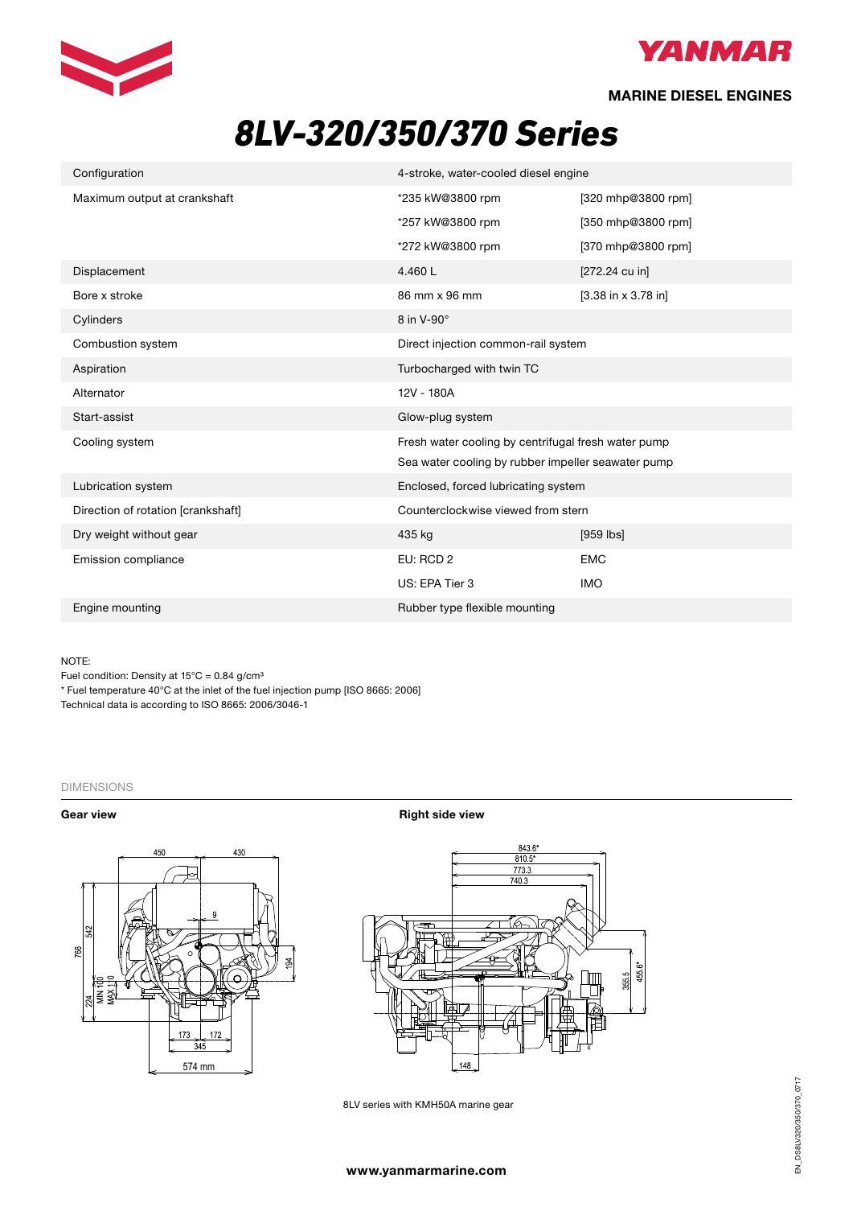MARINE DIESEL ENGINES

# 8LV-320/350/370 Series

| | | |
|---|---|---|
| Configuration | 4-stroke, water-cooled diesel engine | |
| Maximum output at crankshaft | *235 kW@3800 rpm | [320 mhp@3800 rpm] |
| | *257 kW@3800 rpm | [350 mhp@3800 rpm] |
| | *272 kW@3800 rpm | [370 mhp@3800 rpm] |
| Displacement | 4.460 L | [272.24 cu in] |
| Bore x stroke | 86 mm x 96 mm | [3.38 in x 3.78 in] |
| Cylinders | 8 in V-90° | |
| Combustion system | Direct injection common-rail system | |
| Aspiration | Turbocharged with twin TC | |
| Alternator | 12V - 180A | |
| Start-assist | Glow-plug system | |
| Cooling system | Fresh water cooling by centrifugal fresh water pump | |
| | Sea water cooling by rubber impeller seawater pump | |
| Lubrication system | Enclosed, forced lubricating system | |
| Direction of rotation [crankshaft] | Counterclockwise viewed from stern | |
| Dry weight without gear | 435 kg | [959 lbs] |
| Emission compliance | EU: RCD 2 | EMC |
| | US: EPA Tier 3 | IMO |
| Engine mounting | Rubber type flexible mounting | |

NOTE:
Fuel condition: Density at 15°C = 0.84 g/cm³
* Fuel temperature 40°C at the inlet of the fuel injection pump [ISO 8665: 2006]
Technical data is according to ISO 8665: 2006/3046-1

DIMENSIONS

**Gear view**

**Right side view**

8LV series with KMH50A marine gear

www.yanmarmarine.com

EN_DS8LV320/350/370_0717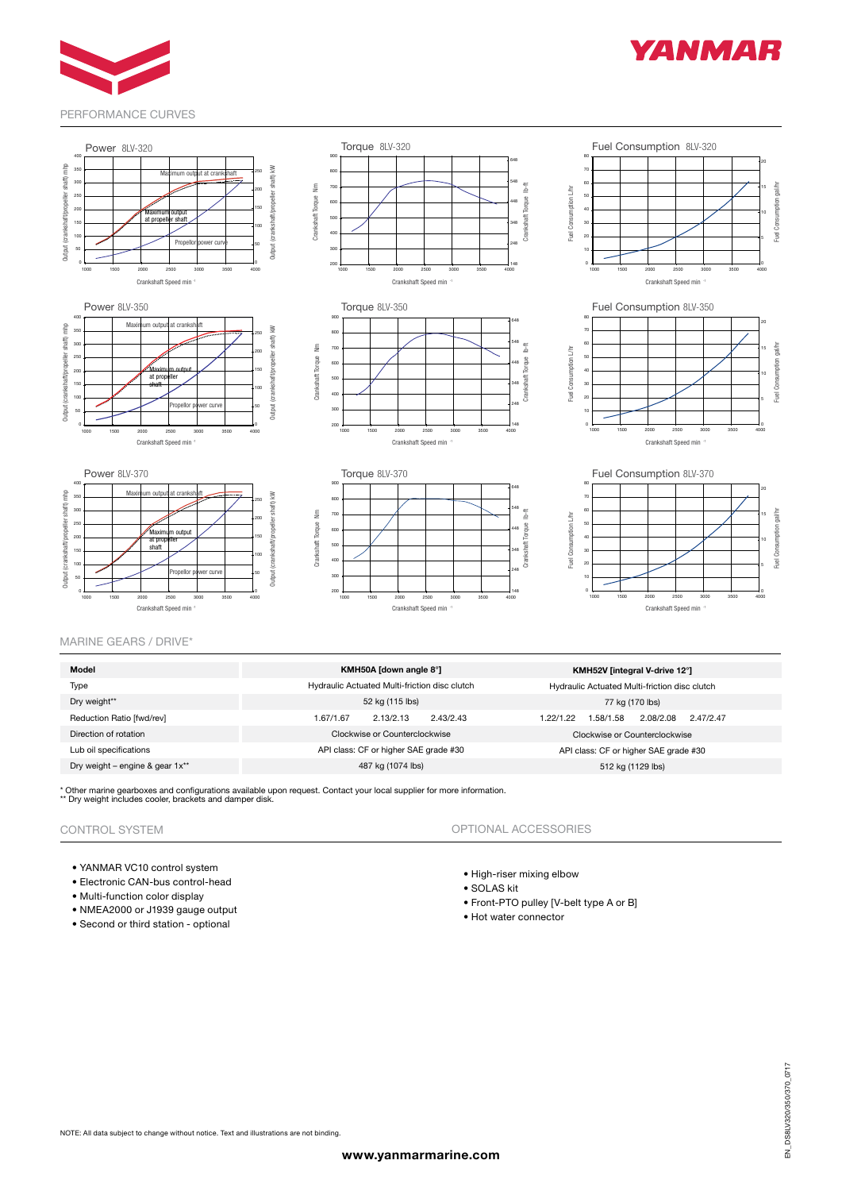## PERFORMANCE CURVES

Power 8LV-320

Output (crankshaft/propeller shaft) mhp

400
350
300
250
200
150
100
50
0

1000 1500 2000 2500 3000 3500 4000

Crankshaft Speed min⁻¹

Output (crankshaft/propeller shaft) kW

250
200
150
100
50
0

Maximum output at crankshaft

Maximum output at propeller shaft

Propellor power curve

Torque 8LV-320

Crankshaft Torque Nm

900
800
700
600
500
400
300
200

1000 1500 2000 2500 3000 3500 4000

Crankshaft Speed min⁻¹

Crankshaft Torque lb-ft

648
548
448
348
248
148

Fuel Consumption 8LV-320

Fuel Consumption L/hr

80
70
60
50
40
30
20
10
0

1000 1500 2000 2500 3000 3500 4000

Crankshaft Speed min⁻¹

Fuel Consumption gal/hr

20
15
10
5
0

Power 8LV-350

Output (crankshaft/propeller shaft) mhp

400
350
300
250
200
150
100
50
0

1000 1500 2000 2500 3000 3500 4000

Crankshaft Speed min⁻¹

Output (crankshaft/propeller shaft) kW

250
200
150
100
50
0

Maximum output at crankshaft

Maximum output at propeller shaft

Propellor power curve

Torque 8LV-350

Crankshaft Torque Nm

900
800
700
600
500
400
300
200

1000 1500 2000 2500 3000 3500 4000

Crankshaft Speed min⁻¹

Crankshaft Torque lb-ft

648
548
448
348
248
148

Fuel Consumption 8LV-350

Fuel Consumption L/hr

80
70
60
50
40
30
20
10
0

1000 1500 2000 2500 3000 3500 4000

Crankshaft Speed min⁻¹

Fuel Consumption gal/hr

20
15
10
5
0

Power 8LV-370

Output (crankshaft/propeller shaft) mhp

400
350
300
250
200
150
100
50
0

1000 1500 2000 2500 3000 3500 4000

Crankshaft Speed min⁻¹

Output (crankshaft/propeller shaft) kW

250
200
150
100
50
0

Maximum output at crankshaft

Maximum output at propeller shaft

Propellor power curve

Torque 8LV-370

Crankshaft Torque Nm

900
800
700
600
500
400
300
200

1000 1500 2000 2500 3000 3500 4000

Crankshaft Speed min⁻¹

Crankshaft Torque lb-ft

648
548
448
348
248
148

Fuel Consumption 8LV-370

Fuel Consumption L/hr

80
70
60
50
40
30
20
10
0

1000 1500 2000 2500 3000 3500 4000

Crankshaft Speed min⁻¹

Fuel Consumption gal/hr

20
15
10
5
0

## MARINE GEARS / DRIVE*

| Model | KMH50A [down angle 8°] | KMH52V [integral V-drive 12°] |
|---|---|---|
| Type | Hydraulic Actuated Multi-friction disc clutch | Hydraulic Actuated Multi-friction disc clutch |
| Dry weight** | 52 kg (115 lbs) | 77 kg (170 lbs) |
| Reduction Ratio [fwd/rev] | 1.67/1.67 2.13/2.13 2.43/2.43 | 1.22/1.22 1.58/1.58 2.08/2.08 2.47/2.47 |
| Direction of rotation | Clockwise or Counterclockwise | Clockwise or Counterclockwise |
| Lub oil specifications | API class: CF or higher SAE grade #30 | API class: CF or higher SAE grade #30 |
| Dry weight – engine & gear 1x** | 487 kg (1074 lbs) | 512 kg (1129 lbs) |

\* Other marine gearboxes and configurations available upon request. Contact your local supplier for more information.
** Dry weight includes cooler, brackets and damper disk.

## CONTROL SYSTEM

- YANMAR VC10 control system
- Electronic CAN-bus control-head
- Multi-function color display
- NMEA2000 or J1939 gauge output
- Second or third station - optional

## OPTIONAL ACCESSORIES

- High-riser mixing elbow
- SOLAS kit
- Front-PTO pulley [V-belt type A or B]
- Hot water connector

NOTE: All data subject to change without notice. Text and illustrations are not binding.

www.yanmarmarine.com

EN_DS8LV320/350/370_0717